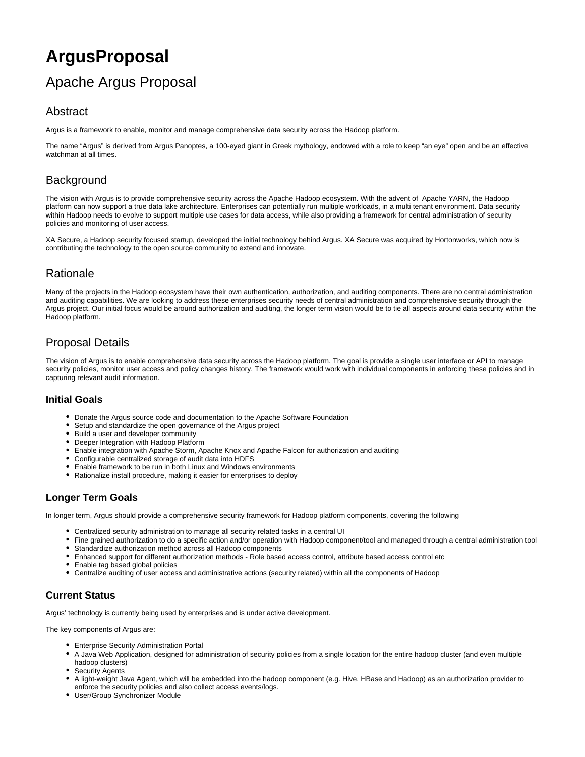# ArgusProposal

## Apache Argus Proposal

### Abstract

Argus is a framework to enable, monitor and manage comprehensive data security across the Hadoop platform.

The name “Argus” is derived from Argus Panoptes, a 100-eyed giant in Greek mythology, endowed with a role to keep “an eye” open and be an effective watchman at all times.

### Background

The vision with Argus is to provide comprehensive security across the Apache Hadoop ecosystem. With the advent of Apache YARN, the Hadoop platform can now support a true data lake architecture. Enterprises can potentially run multiple workloads, in a multi tenant environment. Data security within Hadoop needs to evolve to support multiple use cases for data access, while also providing a framework for central administration of security policies and monitoring of user access.

XA Secure, a Hadoop security focused startup, developed the initial technology behind Argus. XA Secure was acquired by Hortonworks, which now is contributing the technology to the open source community to extend and innovate.

### Rationale

Many of the projects in the Hadoop ecosystem have their own authentication, authorization, and auditing components. There are no central administration and auditing capabilities. We are looking to address these enterprises security needs of central administration and comprehensive security through the Argus project. Our initial focus would be around authorization and auditing, the longer term vision would be to tie all aspects around data security within the Hadoop platform.

### Proposal Details

The vision of Argus is to enable comprehensive data security across the Hadoop platform. The goal is provide a single user interface or API to manage security policies, monitor user access and policy changes history. The framework would work with individual components in enforcing these policies and in capturing relevant audit information.

#### Initial Goals

- Donate the Argus source code and documentation to the Apache Software Foundation
- Setup and standardize the open governance of the Argus project
- Build a user and developer community
- Deeper Integration with Hadoop Platform
- Enable integration with Apache Storm, Apache Knox and Apache Falcon for authorization and auditing
- Configurable centralized storage of audit data into HDFS
- Enable framework to be run in both Linux and Windows environments
- Rationalize install procedure, making it easier for enterprises to deploy

#### Longer Term Goals

In longer term, Argus should provide a comprehensive security framework for Hadoop platform components, covering the following

- Centralized security administration to manage all security related tasks in a central UI
- Fine grained authorization to do a specific action and/or operation with Hadoop component/tool and managed through a central administration tool
- Standardize authorization method across all Hadoop components
- Enhanced support for different authorization methods - Role based access control, attribute based access control etc
- Enable tag based global policies
- Centralize auditing of user access and administrative actions (security related) within all the components of Hadoop

#### Current Status

Argus’ technology is currently being used by enterprises and is under active development.

The key components of Argus are:

- Enterprise Security Administration Portal
- A Java Web Application, designed for administration of security policies from a single location for the entire hadoop cluster (and even multiple hadoop clusters)
- Security Agents
- A light-weight Java Agent, which will be embedded into the hadoop component (e.g. Hive, HBase and Hadoop) as an authorization provider to enforce the security policies and also collect access events/logs.
- User/Group Synchronizer Module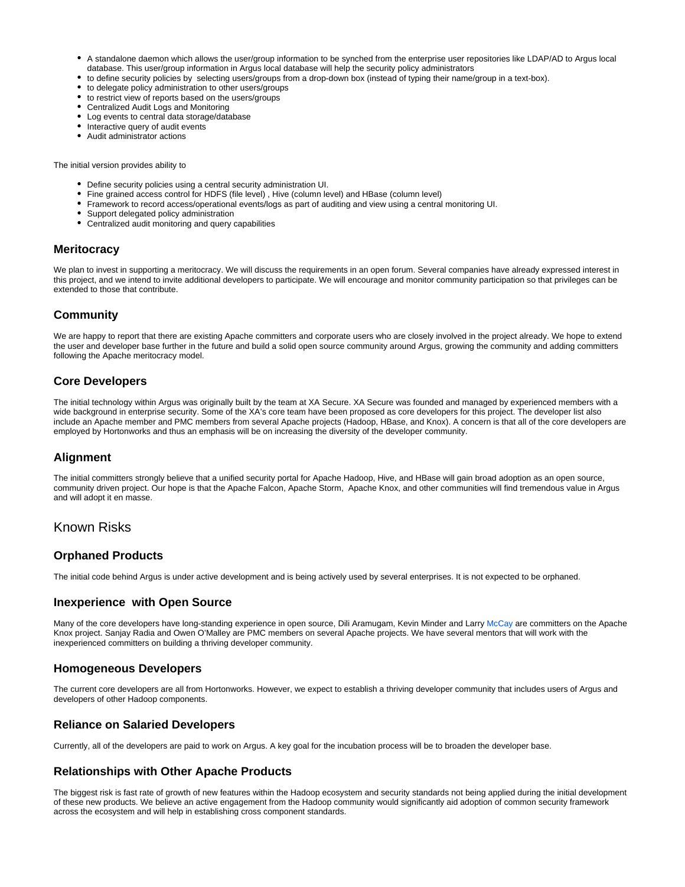- A standalone daemon which allows the user/group information to be synched from the enterprise user repositories like LDAP/AD to Argus local database. This user/group information in Argus local database will help the security policy administrators
- to define security policies by selecting users/groups from a drop-down box (instead of typing their name/group in a text-box).
- to delegate policy administration to other users/groups
- to restrict view of reports based on the users/groups
- Centralized Audit Logs and Monitoring
- Log events to central data storage/database
- Interactive query of audit events
- Audit administrator actions

The initial version provides ability to

- Define security policies using a central security administration UI.
- Fine grained access control for HDFS (file level) , Hive (column level) and HBase (column level)
- Framework to record access/operational events/logs as part of auditing and view using a central monitoring UI.
- Support delegated policy administration
- Centralized audit monitoring and query capabilities

### Meritocracy

We plan to invest in supporting a meritocracy. We will discuss the requirements in an open forum. Several companies have already expressed interest in this project, and we intend to invite additional developers to participate. We will encourage and monitor community participation so that privileges can be extended to those that contribute.

### Community

We are happy to report that there are existing Apache committers and corporate users who are closely involved in the project already. We hope to extend the user and developer base further in the future and build a solid open source community around Argus, growing the community and adding committers following the Apache meritocracy model.

### Core Developers

The initial technology within Argus was originally built by the team at XA Secure. XA Secure was founded and managed by experienced members with a wide background in enterprise security. Some of the XA's core team have been proposed as core developers for this project. The developer list also include an Apache member and PMC members from several Apache projects (Hadoop, HBase, and Knox). A concern is that all of the core developers are employed by Hortonworks and thus an emphasis will be on increasing the diversity of the developer community.

### Alignment

The initial committers strongly believe that a unified security portal for Apache Hadoop, Hive, and HBase will gain broad adoption as an open source, community driven project. Our hope is that the Apache Falcon, Apache Storm, Apache Knox, and other communities will find tremendous value in Argus and will adopt it en masse.

## Known Risks

### Orphaned Products

The initial code behind Argus is under active development and is being actively used by several enterprises. It is not expected to be orphaned.

### Inexperience with Open Source

Many of the core developers have long-standing experience in open source, Dili Aramugam, Kevin Minder and Larry McCay are committers on the Apache Knox project. Sanjay Radia and Owen O'Malley are PMC members on several Apache projects. We have several mentors that will work with the inexperienced committers on building a thriving developer community.

### Homogeneous Developers

The current core developers are all from Hortonworks. However, we expect to establish a thriving developer community that includes users of Argus and developers of other Hadoop components.

### Reliance on Salaried Developers

Currently, all of the developers are paid to work on Argus. A key goal for the incubation process will be to broaden the developer base.

### Relationships with Other Apache Products

The biggest risk is fast rate of growth of new features within the Hadoop ecosystem and security standards not being applied during the initial development of these new products. We believe an active engagement from the Hadoop community would significantly aid adoption of common security framework across the ecosystem and will help in establishing cross component standards.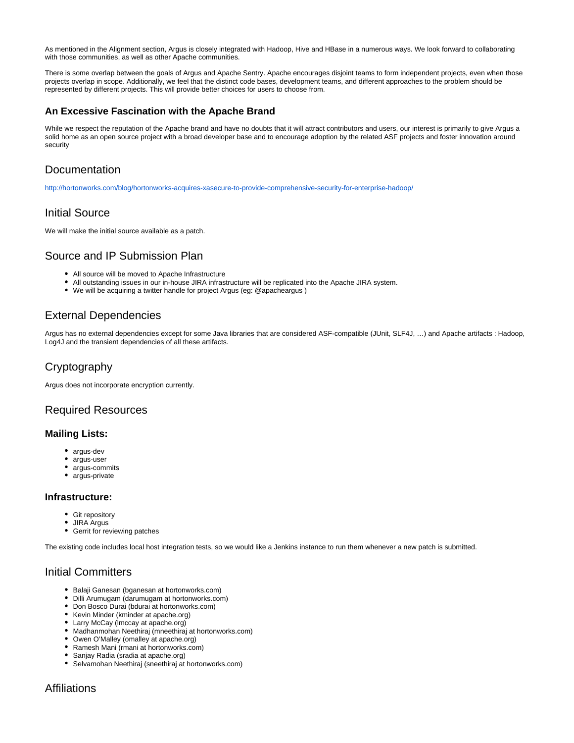As mentioned in the Alignment section, Argus is closely integrated with Hadoop, Hive and HBase in a numerous ways. We look forward to collaborating with those communities, as well as other Apache communities.

There is some overlap between the goals of Argus and Apache Sentry. Apache encourages disjoint teams to form independent projects, even when those projects overlap in scope. Additionally, we feel that the distinct code bases, development teams, and different approaches to the problem should be represented by different projects. This will provide better choices for users to choose from.

### An Excessive Fascination with the Apache Brand

While we respect the reputation of the Apache brand and have no doubts that it will attract contributors and users, our interest is primarily to give Argus a solid home as an open source project with a broad developer base and to encourage adoption by the related ASF projects and foster innovation around security

## Documentation

http://hortonworks.com/blog/hortonworks-acquires-xasecure-to-provide-comprehensive-security-for-enterprise-hadoop/

## Initial Source

We will make the initial source available as a patch.

## Source and IP Submission Plan

- All source will be moved to Apache Infrastructure
- All outstanding issues in our in-house JIRA infrastructure will be replicated into the Apache JIRA system.
- We will be acquiring a twitter handle for project Argus (eg: @apacheargus )

## External Dependencies

Argus has no external dependencies except for some Java libraries that are considered ASF-compatible (JUnit, SLF4J, …) and Apache artifacts : Hadoop, Log4J and the transient dependencies of all these artifacts.

## Cryptography

Argus does not incorporate encryption currently.

## Required Resources

### Mailing Lists:

- argus-dev
- argus-user
- argus-commits
- argus-private

### Infrastructure:

- Git repository
- JIRA Argus
- Gerrit for reviewing patches

The existing code includes local host integration tests, so we would like a Jenkins instance to run them whenever a new patch is submitted.

## Initial Committers

- Balaji Ganesan (bganesan at hortonworks.com)
- Dilli Arumugam (darumugam at hortonworks.com)
- Don Bosco Durai (bdurai at hortonworks.com)
- Kevin Minder (kminder at apache.org)
- Larry McCay (lmccay at apache.org)
- Madhanmohan Neethiraj (mneethiraj at hortonworks.com)
- Owen O'Malley (omalley at apache.org)
- Ramesh Mani (rmani at hortonworks.com)
- Sanjay Radia (sradia at apache.org)
- Selvamohan Neethiraj (sneethiraj at hortonworks.com)

## Affiliations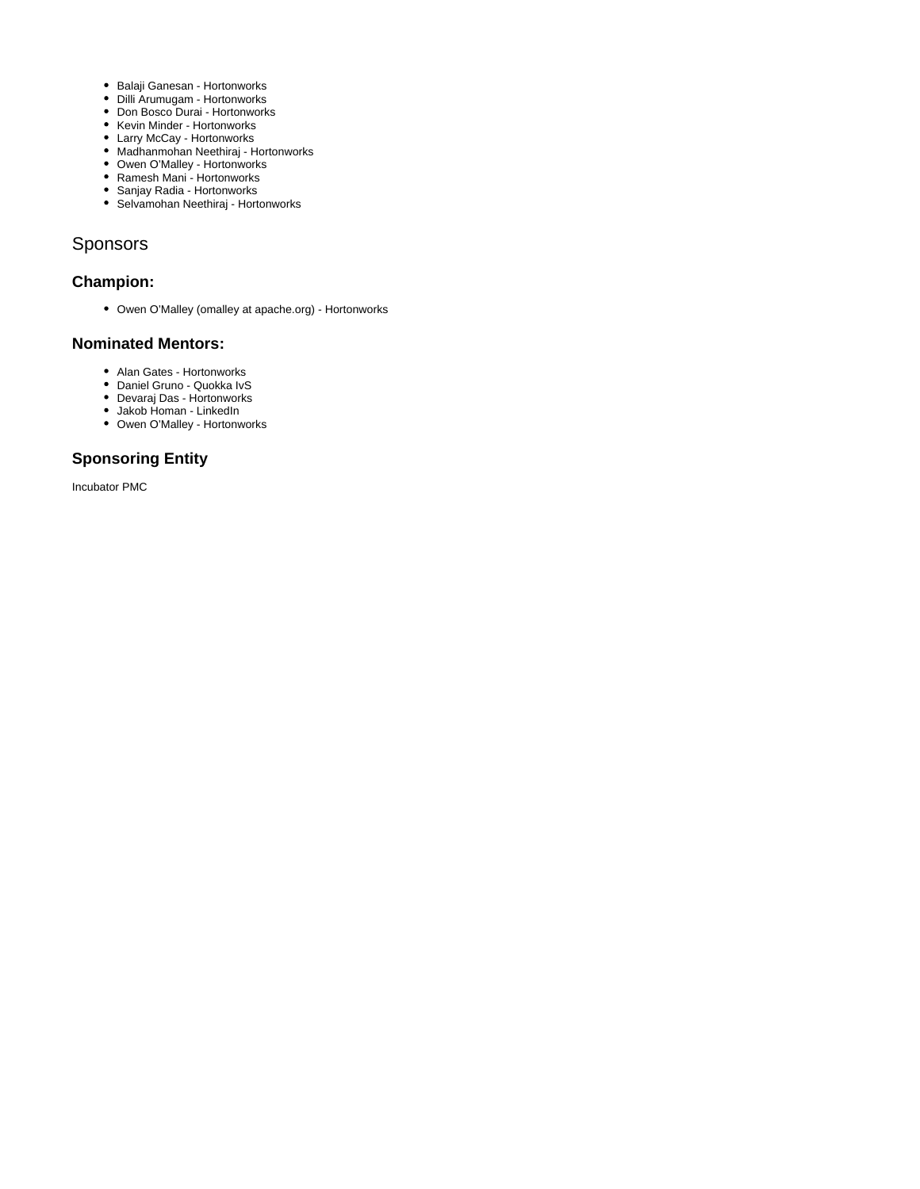- Balaji Ganesan - Hortonworks
- Dilli Arumugam - Hortonworks
- Don Bosco Durai - Hortonworks
- Kevin Minder - Hortonworks
- Larry McCay - Hortonworks
- Madhanmohan Neethiraj - Hortonworks
- Owen O'Malley - Hortonworks
- Ramesh Mani - Hortonworks
- Sanjay Radia - Hortonworks
- Selvamohan Neethiraj - Hortonworks

## Sponsors

### Champion:

- Owen O'Malley (omalley at apache.org) - Hortonworks

### Nominated Mentors:

- Alan Gates - Hortonworks
- Daniel Gruno - Quokka IvS
- Devaraj Das - Hortonworks
- Jakob Homan - LinkedIn
- Owen O'Malley - Hortonworks

### Sponsoring Entity

Incubator PMC